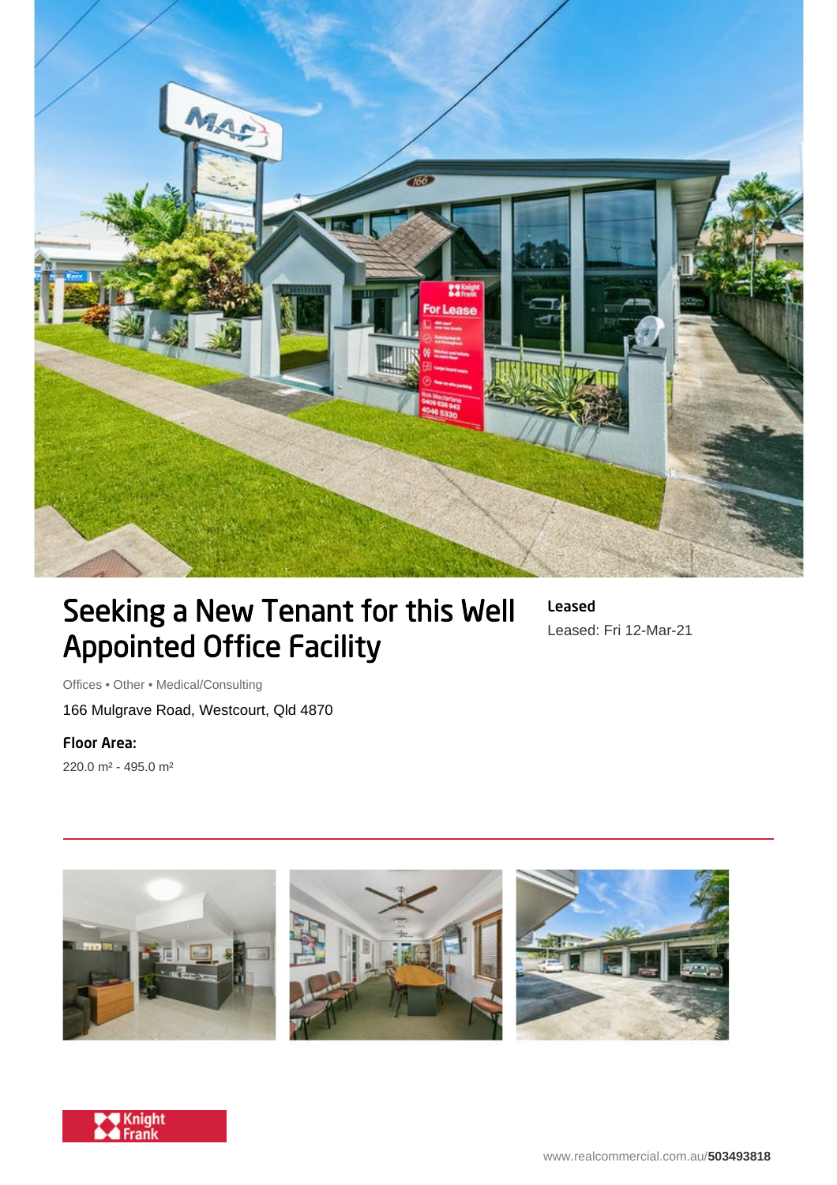# Seeking a New Tenant for this Well Appointed Office Facility

**Leased**

Leased: Fri 12-Mar-21

Offices • Other • Medical/Consulting

166 Mulgrave Road, Westcourt, Qld 4870

**Floor Area:**

220.0 m² - 495.0 m²

www.realcommercial.com.au/**503493818**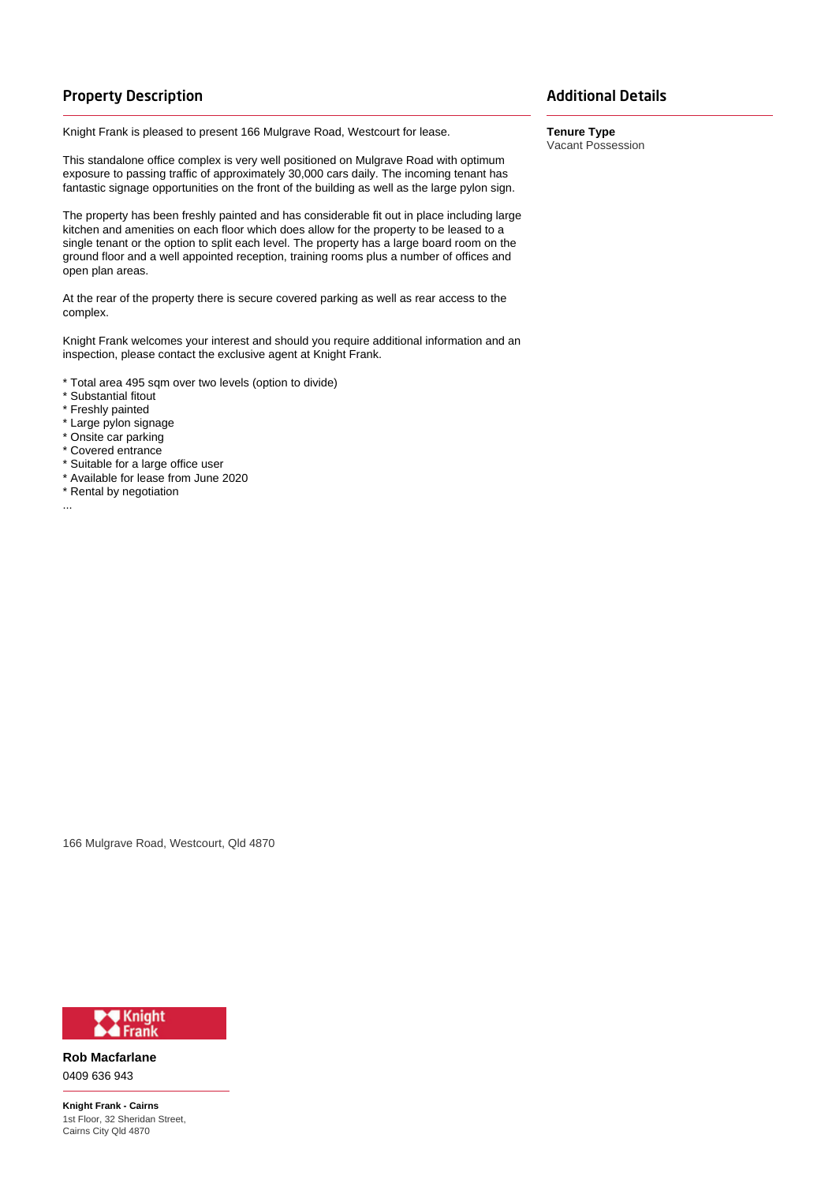## Property Description

Knight Frank is pleased to present 166 Mulgrave Road, Westcourt for lease.

This standalone office complex is very well positioned on Mulgrave Road with optimum exposure to passing traffic of approximately 30,000 cars daily. The incoming tenant has fantastic signage opportunities on the front of the building as well as the large pylon sign.

The property has been freshly painted and has considerable fit out in place including large kitchen and amenities on each floor which does allow for the property to be leased to a single tenant or the option to split each level. The property has a large board room on the ground floor and a well appointed reception, training rooms plus a number of offices and open plan areas.

At the rear of the property there is secure covered parking as well as rear access to the complex.

Knight Frank welcomes your interest and should you require additional information and an inspection, please contact the exclusive agent at Knight Frank.

* Total area 495 sqm over two levels (option to divide)
* Substantial fitout
* Freshly painted
* Large pylon signage
* Onsite car parking
* Covered entrance
* Suitable for a large office user
* Available for lease from June 2020
* Rental by negotiation

...

## Additional Details

**Tenure Type**
Vacant Possession

166 Mulgrave Road, Westcourt, Qld 4870

**Rob Macfarlane**
0409 636 943

**Knight Frank - Cairns**
1st Floor, 32 Sheridan Street,
Cairns City Qld 4870